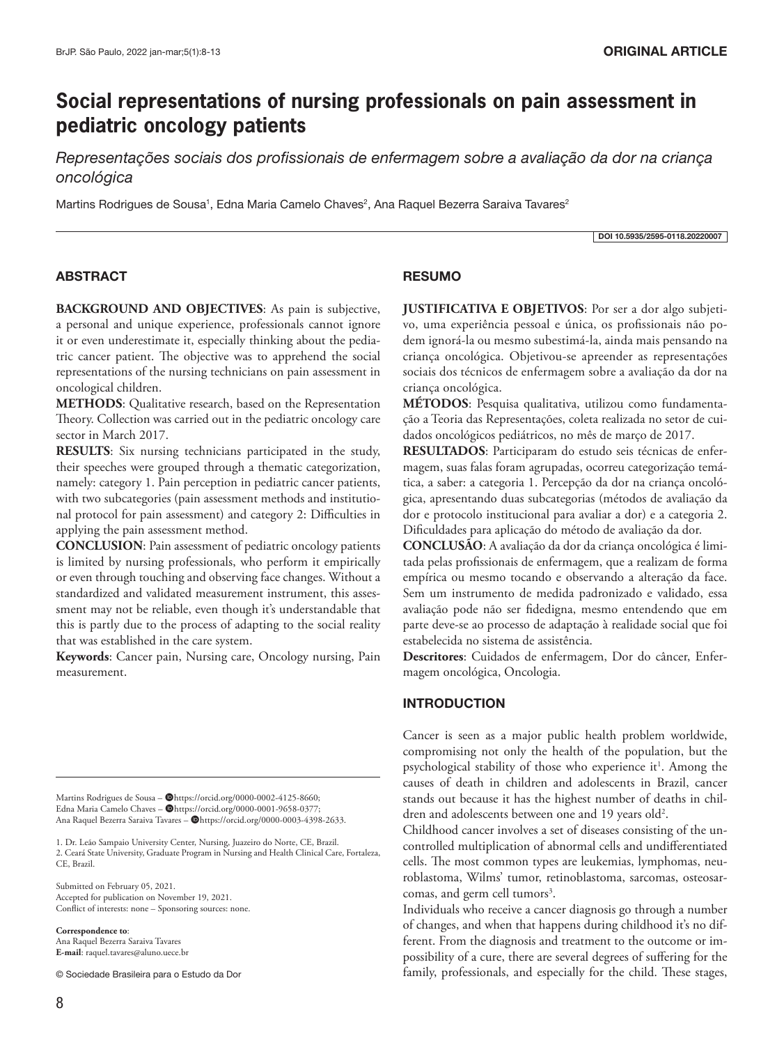ORIGINAL ARTICLE

# Social representations of nursing professionals on pain assessment in pediatric oncology patients

*Representações sociais dos profissionais de enfermagem sobre a avaliação da dor na criança oncológica*

Martins Rodrigues de Sousa[1], Edna Maria Camelo Chaves[2], Ana Raquel Bezerra Saraiva Tavares[2]

DOI 10.5935/2595-0118.20220007

## ABSTRACT

**BACKGROUND AND OBJECTIVES**: As pain is subjective, a personal and unique experience, professionals cannot ignore it or even underestimate it, especially thinking about the pediatric cancer patient. The objective was to apprehend the social representations of the nursing technicians on pain assessment in oncological children.

**METHODS**: Qualitative research, based on the Representation Theory. Collection was carried out in the pediatric oncology care sector in March 2017.

**RESULTS**: Six nursing technicians participated in the study, their speeches were grouped through a thematic categorization, namely: category 1. Pain perception in pediatric cancer patients, with two subcategories (pain assessment methods and institutional protocol for pain assessment) and category 2: Difficulties in applying the pain assessment method.

**CONCLUSION**: Pain assessment of pediatric oncology patients is limited by nursing professionals, who perform it empirically or even through touching and observing face changes. Without a standardized and validated measurement instrument, this assessment may not be reliable, even though it's understandable that this is partly due to the process of adapting to the social reality that was established in the care system.

**Keywords**: Cancer pain, Nursing care, Oncology nursing, Pain measurement.

## RESUMO

**JUSTIFICATIVA E OBJETIVOS**: Por ser a dor algo subjetivo, uma experiência pessoal e única, os profissionais não podem ignorá-la ou mesmo subestimá-la, ainda mais pensando na criança oncológica. Objetivou-se apreender as representações sociais dos técnicos de enfermagem sobre a avaliação da dor na criança oncológica.

**MÉTODOS**: Pesquisa qualitativa, utilizou como fundamentação a Teoria das Representações, coleta realizada no setor de cuidados oncológicos pediátricos, no mês de março de 2017.

**RESULTADOS**: Participaram do estudo seis técnicas de enfermagem, suas falas foram agrupadas, ocorreu categorização temática, a saber: a categoria 1. Percepção da dor na criança oncológica, apresentando duas subcategorias (métodos de avaliação da dor e protocolo institucional para avaliar a dor) e a categoria 2. Dificuldades para aplicação do método de avaliação da dor.

**CONCLUSÃO**: A avaliação da dor da criança oncológica é limitada pelas profissionais de enfermagem, que a realizam de forma empírica ou mesmo tocando e observando a alteração da face. Sem um instrumento de medida padronizado e validado, essa avaliação pode não ser fidedigna, mesmo entendendo que em parte deve-se ao processo de adaptação à realidade social que foi estabelecida no sistema de assistência.

**Descritores**: Cuidados de enfermagem, Dor do câncer, Enfermagem oncológica, Oncologia.

## INTRODUCTION

Cancer is seen as a major public health problem worldwide, compromising not only the health of the population, but the psychological stability of those who experience it[1]. Among the causes of death in children and adolescents in Brazil, cancer stands out because it has the highest number of deaths in children and adolescents between one and 19 years old[2].

Childhood cancer involves a set of diseases consisting of the uncontrolled multiplication of abnormal cells and undifferentiated cells. The most common types are leukemias, lymphomas, neuroblastoma, Wilms' tumor, retinoblastoma, sarcomas, osteosarcomas, and germ cell tumors[3].

Individuals who receive a cancer diagnosis go through a number of changes, and when that happens during childhood it's no different. From the diagnosis and treatment to the outcome or impossibility of a cure, there are several degrees of suffering for the family, professionals, and especially for the child. These stages,

---

Martins Rodrigues de Sousa – https://orcid.org/0000-0002-4125-8660;
Edna Maria Camelo Chaves – https://orcid.org/0000-0001-9658-0377;
Ana Raquel Bezerra Saraiva Tavares – https://orcid.org/0000-0003-4398-2633.

1. Dr. Leão Sampaio University Center, Nursing, Juazeiro do Norte, CE, Brazil.
2. Ceará State University, Graduate Program in Nursing and Health Clinical Care, Fortaleza, CE, Brazil.

Submitted on February 05, 2021.
Accepted for publication on November 19, 2021.
Conflict of interests: none – Sponsoring sources: none.

**Correspondence to**:
Ana Raquel Bezerra Saraiva Tavares
**E-mail**: raquel.tavares@aluno.uece.br

© Sociedade Brasileira para o Estudo da Dor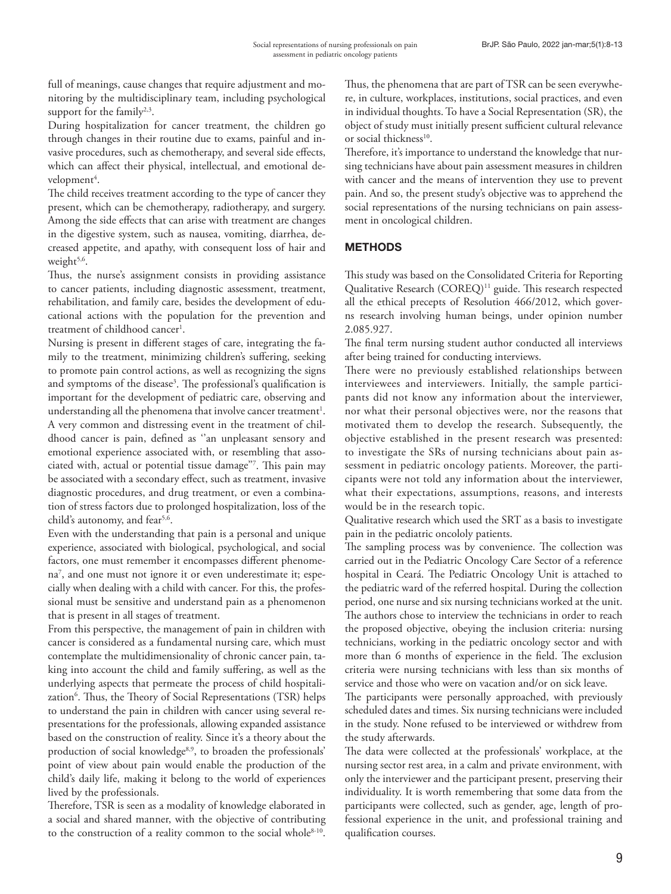full of meanings, cause changes that require adjustment and monitoring by the multidisciplinary team, including psychological support for the family[2,3].

During hospitalization for cancer treatment, the children go through changes in their routine due to exams, painful and invasive procedures, such as chemotherapy, and several side effects, which can affect their physical, intellectual, and emotional development[4].

The child receives treatment according to the type of cancer they present, which can be chemotherapy, radiotherapy, and surgery. Among the side effects that can arise with treatment are changes in the digestive system, such as nausea, vomiting, diarrhea, decreased appetite, and apathy, with consequent loss of hair and weight[5,6].

Thus, the nurse's assignment consists in providing assistance to cancer patients, including diagnostic assessment, treatment, rehabilitation, and family care, besides the development of educational actions with the population for the prevention and treatment of childhood cancer[1].

Nursing is present in different stages of care, integrating the family to the treatment, minimizing children's suffering, seeking to promote pain control actions, as well as recognizing the signs and symptoms of the disease[3]. The professional's qualification is important for the development of pediatric care, observing and understanding all the phenomena that involve cancer treatment[1].

A very common and distressing event in the treatment of childhood cancer is pain, defined as ''an unpleasant sensory and emotional experience associated with, or resembling that associated with, actual or potential tissue damage''[7]. This pain may be associated with a secondary effect, such as treatment, invasive diagnostic procedures, and drug treatment, or even a combination of stress factors due to prolonged hospitalization, loss of the child's autonomy, and fear[5,6].

Even with the understanding that pain is a personal and unique experience, associated with biological, psychological, and social factors, one must remember it encompasses different phenomena[7], and one must not ignore it or even underestimate it; especially when dealing with a child with cancer. For this, the professional must be sensitive and understand pain as a phenomenon that is present in all stages of treatment.

From this perspective, the management of pain in children with cancer is considered as a fundamental nursing care, which must contemplate the multidimensionality of chronic cancer pain, taking into account the child and family suffering, as well as the underlying aspects that permeate the process of child hospitalization[6]. Thus, the Theory of Social Representations (TSR) helps to understand the pain in children with cancer using several representations for the professionals, allowing expanded assistance based on the construction of reality. Since it's a theory about the production of social knowledge[8,9], to broaden the professionals' point of view about pain would enable the production of the child's daily life, making it belong to the world of experiences lived by the professionals.

Therefore, TSR is seen as a modality of knowledge elaborated in a social and shared manner, with the objective of contributing to the construction of a reality common to the social whole[8-10].

Thus, the phenomena that are part of TSR can be seen everywhere, in culture, workplaces, institutions, social practices, and even in individual thoughts. To have a Social Representation (SR), the object of study must initially present sufficient cultural relevance or social thickness[10].

Therefore, it's importance to understand the knowledge that nursing technicians have about pain assessment measures in children with cancer and the means of intervention they use to prevent pain. And so, the present study's objective was to apprehend the social representations of the nursing technicians on pain assessment in oncological children.

## METHODS

This study was based on the Consolidated Criteria for Reporting Qualitative Research (COREQ)[11] guide. This research respected all the ethical precepts of Resolution 466/2012, which governs research involving human beings, under opinion number 2.085.927.

The final term nursing student author conducted all interviews after being trained for conducting interviews.

There were no previously established relationships between interviewees and interviewers. Initially, the sample participants did not know any information about the interviewer, nor what their personal objectives were, nor the reasons that motivated them to develop the research. Subsequently, the objective established in the present research was presented: to investigate the SRs of nursing technicians about pain assessment in pediatric oncology patients. Moreover, the participants were not told any information about the interviewer, what their expectations, assumptions, reasons, and interests would be in the research topic.

Qualitative research which used the SRT as a basis to investigate pain in the pediatric oncololy patients.

The sampling process was by convenience. The collection was carried out in the Pediatric Oncology Care Sector of a reference hospital in Ceará. The Pediatric Oncology Unit is attached to the pediatric ward of the referred hospital. During the collection period, one nurse and six nursing technicians worked at the unit. The authors chose to interview the technicians in order to reach the proposed objective, obeying the inclusion criteria: nursing technicians, working in the pediatric oncology sector and with more than 6 months of experience in the field. The exclusion criteria were nursing technicians with less than six months of service and those who were on vacation and/or on sick leave.

The participants were personally approached, with previously scheduled dates and times. Six nursing technicians were included in the study. None refused to be interviewed or withdrew from the study afterwards.

The data were collected at the professionals' workplace, at the nursing sector rest area, in a calm and private environment, with only the interviewer and the participant present, preserving their individuality. It is worth remembering that some data from the participants were collected, such as gender, age, length of professional experience in the unit, and professional training and qualification courses.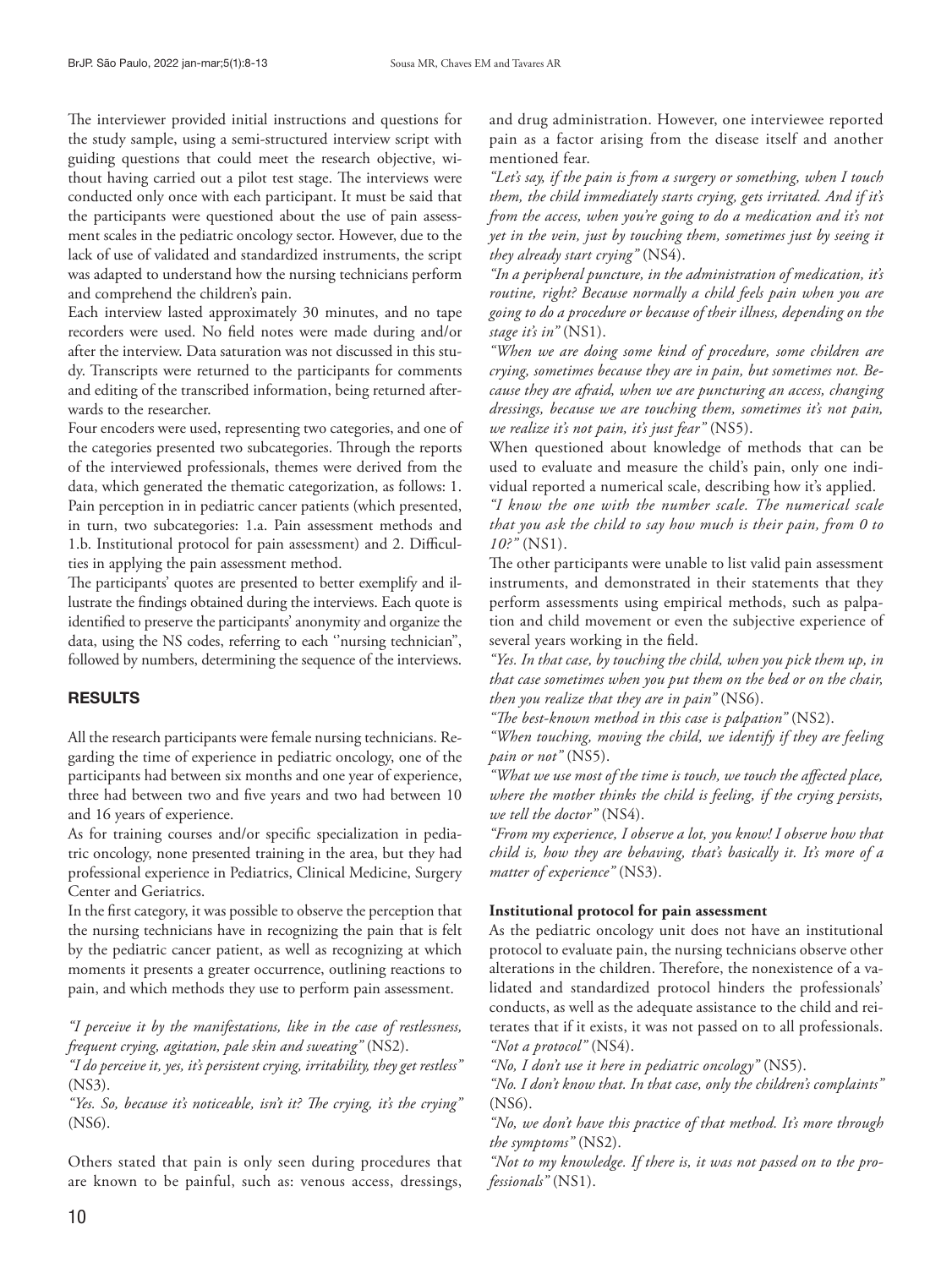The interviewer provided initial instructions and questions for the study sample, using a semi-structured interview script with guiding questions that could meet the research objective, without having carried out a pilot test stage. The interviews were conducted only once with each participant. It must be said that the participants were questioned about the use of pain assessment scales in the pediatric oncology sector. However, due to the lack of use of validated and standardized instruments, the script was adapted to understand how the nursing technicians perform and comprehend the children's pain.

Each interview lasted approximately 30 minutes, and no tape recorders were used. No field notes were made during and/or after the interview. Data saturation was not discussed in this study. Transcripts were returned to the participants for comments and editing of the transcribed information, being returned afterwards to the researcher.

Four encoders were used, representing two categories, and one of the categories presented two subcategories. Through the reports of the interviewed professionals, themes were derived from the data, which generated the thematic categorization, as follows: 1. Pain perception in in pediatric cancer patients (which presented, in turn, two subcategories: 1.a. Pain assessment methods and 1.b. Institutional protocol for pain assessment) and 2. Difficulties in applying the pain assessment method.

The participants' quotes are presented to better exemplify and illustrate the findings obtained during the interviews. Each quote is identified to preserve the participants' anonymity and organize the data, using the NS codes, referring to each ''nursing technician", followed by numbers, determining the sequence of the interviews.

## RESULTS

All the research participants were female nursing technicians. Regarding the time of experience in pediatric oncology, one of the participants had between six months and one year of experience, three had between two and five years and two had between 10 and 16 years of experience.

As for training courses and/or specific specialization in pediatric oncology, none presented training in the area, but they had professional experience in Pediatrics, Clinical Medicine, Surgery Center and Geriatrics.

In the first category, it was possible to observe the perception that the nursing technicians have in recognizing the pain that is felt by the pediatric cancer patient, as well as recognizing at which moments it presents a greater occurrence, outlining reactions to pain, and which methods they use to perform pain assessment.

*"I perceive it by the manifestations, like in the case of restlessness, frequent crying, agitation, pale skin and sweating"* (NS2).

*"I do perceive it, yes, it's persistent crying, irritability, they get restless"* (NS3).

*"Yes. So, because it's noticeable, isn't it? The crying, it's the crying"* (NS6).

Others stated that pain is only seen during procedures that are known to be painful, such as: venous access, dressings, and drug administration. However, one interviewee reported pain as a factor arising from the disease itself and another mentioned fear.

*"Let's say, if the pain is from a surgery or something, when I touch them, the child immediately starts crying, gets irritated. And if it's from the access, when you're going to do a medication and it's not yet in the vein, just by touching them, sometimes just by seeing it they already start crying"* (NS4).

*"In a peripheral puncture, in the administration of medication, it's routine, right? Because normally a child feels pain when you are going to do a procedure or because of their illness, depending on the stage it's in"* (NS1).

*"When we are doing some kind of procedure, some children are crying, sometimes because they are in pain, but sometimes not. Because they are afraid, when we are puncturing an access, changing dressings, because we are touching them, sometimes it's not pain, we realize it's not pain, it's just fear"* (NS5).

When questioned about knowledge of methods that can be used to evaluate and measure the child's pain, only one individual reported a numerical scale, describing how it's applied.

*"I know the one with the number scale. The numerical scale that you ask the child to say how much is their pain, from 0 to 10?"* (NS1).

The other participants were unable to list valid pain assessment instruments, and demonstrated in their statements that they perform assessments using empirical methods, such as palpation and child movement or even the subjective experience of several years working in the field.

*"Yes. In that case, by touching the child, when you pick them up, in that case sometimes when you put them on the bed or on the chair, then you realize that they are in pain"* (NS6).

*"The best-known method in this case is palpation"* (NS2).

*"When touching, moving the child, we identify if they are feeling pain or not"* (NS5).

*"What we use most of the time is touch, we touch the affected place, where the mother thinks the child is feeling, if the crying persists, we tell the doctor"* (NS4).

*"From my experience, I observe a lot, you know! I observe how that child is, how they are behaving, that's basically it. It's more of a matter of experience"* (NS3).

### Institutional protocol for pain assessment

As the pediatric oncology unit does not have an institutional protocol to evaluate pain, the nursing technicians observe other alterations in the children. Therefore, the nonexistence of a validated and standardized protocol hinders the professionals' conducts, as well as the adequate assistance to the child and reiterates that if it exists, it was not passed on to all professionals.

*"Not a protocol"* (NS4).

*"No, I don't use it here in pediatric oncology"* (NS5).

*"No. I don't know that. In that case, only the children's complaints"* (NS6).

*"No, we don't have this practice of that method. It's more through the symptoms"* (NS2).

*"Not to my knowledge. If there is, it was not passed on to the professionals"* (NS1).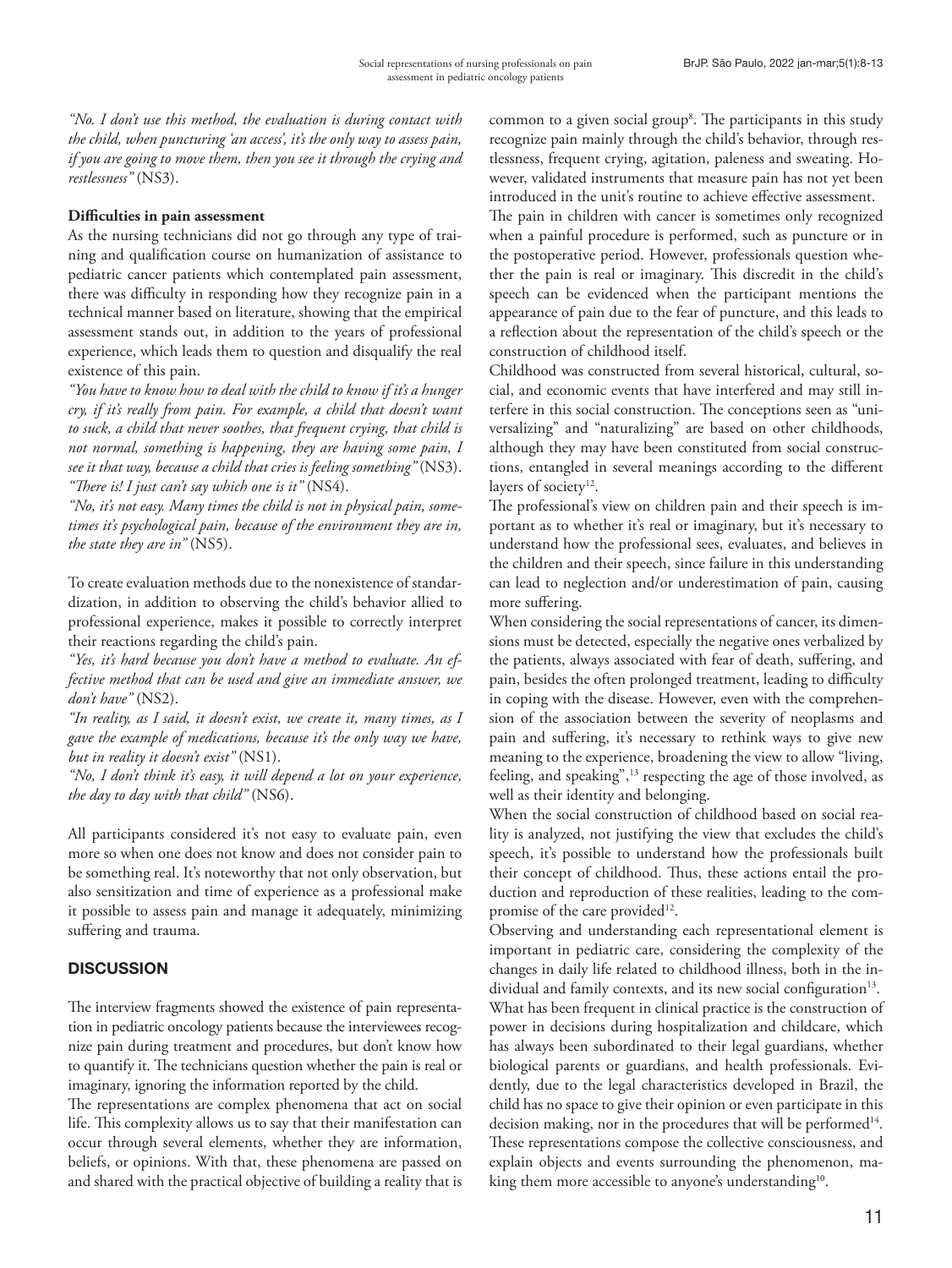*"No. I don't use this method, the evaluation is during contact with the child, when puncturing 'an access', it's the only way to assess pain, if you are going to move them, then you see it through the crying and restlessness"* (NS3).

**Difficulties in pain assessment**

As the nursing technicians did not go through any type of training and qualification course on humanization of assistance to pediatric cancer patients which contemplated pain assessment, there was difficulty in responding how they recognize pain in a technical manner based on literature, showing that the empirical assessment stands out, in addition to the years of professional experience, which leads them to question and disqualify the real existence of this pain.

*"You have to know how to deal with the child to know if it's a hunger cry, if it's really from pain. For example, a child that doesn't want to suck, a child that never soothes, that frequent crying, that child is not normal, something is happening, they are having some pain, I see it that way, because a child that cries is feeling something"* (NS3).

*"There is! I just can't say which one is it"* (NS4).

*"No, it's not easy. Many times the child is not in physical pain, sometimes it's psychological pain, because of the environment they are in, the state they are in"* (NS5).

To create evaluation methods due to the nonexistence of standardization, in addition to observing the child's behavior allied to professional experience, makes it possible to correctly interpret their reactions regarding the child's pain.

*"Yes, it's hard because you don't have a method to evaluate. An effective method that can be used and give an immediate answer, we don't have"* (NS2).

*"In reality, as I said, it doesn't exist, we create it, many times, as I gave the example of medications, because it's the only way we have, but in reality it doesn't exist"* (NS1).

*"No, I don't think it's easy, it will depend a lot on your experience, the day to day with that child"* (NS6).

All participants considered it's not easy to evaluate pain, even more so when one does not know and does not consider pain to be something real. It's noteworthy that not only observation, but also sensitization and time of experience as a professional make it possible to assess pain and manage it adequately, minimizing suffering and trauma.

## DISCUSSION

The interview fragments showed the existence of pain representation in pediatric oncology patients because the interviewees recognize pain during treatment and procedures, but don't know how to quantify it. The technicians question whether the pain is real or imaginary, ignoring the information reported by the child.

The representations are complex phenomena that act on social life. This complexity allows us to say that their manifestation can occur through several elements, whether they are information, beliefs, or opinions. With that, these phenomena are passed on and shared with the practical objective of building a reality that is common to a given social group[8]. The participants in this study recognize pain mainly through the child's behavior, through restlessness, frequent crying, agitation, paleness and sweating. However, validated instruments that measure pain has not yet been introduced in the unit's routine to achieve effective assessment.

The pain in children with cancer is sometimes only recognized when a painful procedure is performed, such as puncture or in the postoperative period. However, professionals question whether the pain is real or imaginary. This discredit in the child's speech can be evidenced when the participant mentions the appearance of pain due to the fear of puncture, and this leads to a reflection about the representation of the child's speech or the construction of childhood itself.

Childhood was constructed from several historical, cultural, social, and economic events that have interfered and may still interfere in this social construction. The conceptions seen as "universalizing" and "naturalizing" are based on other childhoods, although they may have been constituted from social constructions, entangled in several meanings according to the different layers of society[12].

The professional's view on children pain and their speech is important as to whether it's real or imaginary, but it's necessary to understand how the professional sees, evaluates, and believes in the children and their speech, since failure in this understanding can lead to neglection and/or underestimation of pain, causing more suffering.

When considering the social representations of cancer, its dimensions must be detected, especially the negative ones verbalized by the patients, always associated with fear of death, suffering, and pain, besides the often prolonged treatment, leading to difficulty in coping with the disease. However, even with the comprehension of the association between the severity of neoplasms and pain and suffering, it's necessary to rethink ways to give new meaning to the experience, broadening the view to allow "living, feeling, and speaking",[13] respecting the age of those involved, as well as their identity and belonging.

When the social construction of childhood based on social reality is analyzed, not justifying the view that excludes the child's speech, it's possible to understand how the professionals built their concept of childhood. Thus, these actions entail the production and reproduction of these realities, leading to the compromise of the care provided[12].

Observing and understanding each representational element is important in pediatric care, considering the complexity of the changes in daily life related to childhood illness, both in the individual and family contexts, and its new social configuration[13].

What has been frequent in clinical practice is the construction of power in decisions during hospitalization and childcare, which has always been subordinated to their legal guardians, whether biological parents or guardians, and health professionals. Evidently, due to the legal characteristics developed in Brazil, the child has no space to give their opinion or even participate in this decision making, nor in the procedures that will be performed[14].

These representations compose the collective consciousness, and explain objects and events surrounding the phenomenon, making them more accessible to anyone's understanding[10].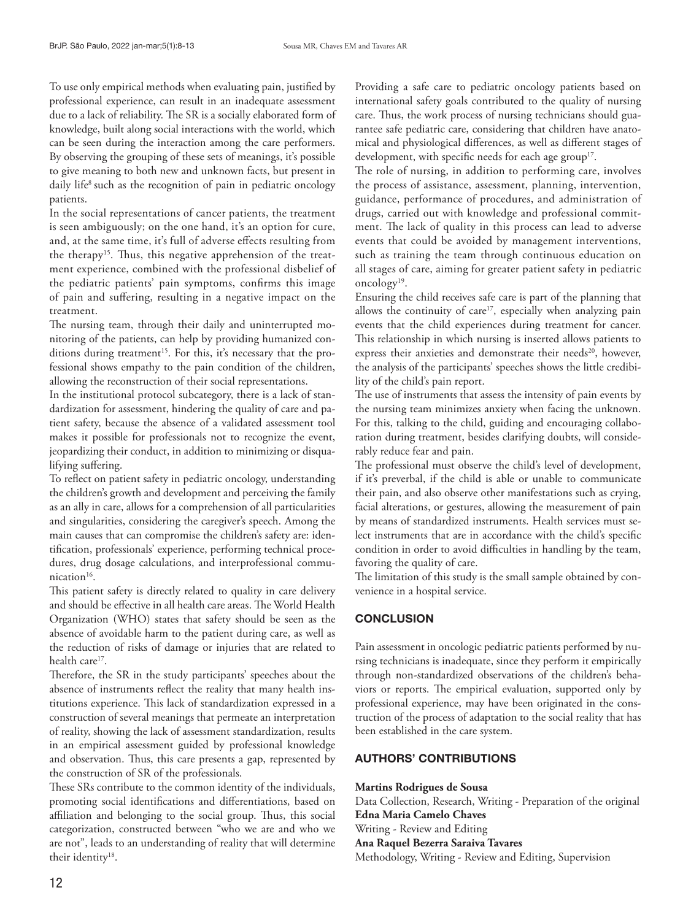To use only empirical methods when evaluating pain, justified by professional experience, can result in an inadequate assessment due to a lack of reliability. The SR is a socially elaborated form of knowledge, built along social interactions with the world, which can be seen during the interaction among the care performers. By observing the grouping of these sets of meanings, it's possible to give meaning to both new and unknown facts, but present in daily life[8] such as the recognition of pain in pediatric oncology patients.

In the social representations of cancer patients, the treatment is seen ambiguously; on the one hand, it's an option for cure, and, at the same time, it's full of adverse effects resulting from the therapy[15]. Thus, this negative apprehension of the treatment experience, combined with the professional disbelief of the pediatric patients' pain symptoms, confirms this image of pain and suffering, resulting in a negative impact on the treatment.

The nursing team, through their daily and uninterrupted monitoring of the patients, can help by providing humanized conditions during treatment[15]. For this, it's necessary that the professional shows empathy to the pain condition of the children, allowing the reconstruction of their social representations.

In the institutional protocol subcategory, there is a lack of standardization for assessment, hindering the quality of care and patient safety, because the absence of a validated assessment tool makes it possible for professionals not to recognize the event, jeopardizing their conduct, in addition to minimizing or disqualifying suffering.

To reflect on patient safety in pediatric oncology, understanding the children's growth and development and perceiving the family as an ally in care, allows for a comprehension of all particularities and singularities, considering the caregiver's speech. Among the main causes that can compromise the children's safety are: identification, professionals' experience, performing technical procedures, drug dosage calculations, and interprofessional communication[16].

This patient safety is directly related to quality in care delivery and should be effective in all health care areas. The World Health Organization (WHO) states that safety should be seen as the absence of avoidable harm to the patient during care, as well as the reduction of risks of damage or injuries that are related to health care[17].

Therefore, the SR in the study participants' speeches about the absence of instruments reflect the reality that many health institutions experience. This lack of standardization expressed in a construction of several meanings that permeate an interpretation of reality, showing the lack of assessment standardization, results in an empirical assessment guided by professional knowledge and observation. Thus, this care presents a gap, represented by the construction of SR of the professionals.

These SRs contribute to the common identity of the individuals, promoting social identifications and differentiations, based on affiliation and belonging to the social group. Thus, this social categorization, constructed between "who we are and who we are not", leads to an understanding of reality that will determine their identity[18].

Providing a safe care to pediatric oncology patients based on international safety goals contributed to the quality of nursing care. Thus, the work process of nursing technicians should guarantee safe pediatric care, considering that children have anatomical and physiological differences, as well as different stages of development, with specific needs for each age group[17].

The role of nursing, in addition to performing care, involves the process of assistance, assessment, planning, intervention, guidance, performance of procedures, and administration of drugs, carried out with knowledge and professional commitment. The lack of quality in this process can lead to adverse events that could be avoided by management interventions, such as training the team through continuous education on all stages of care, aiming for greater patient safety in pediatric oncology[19].

Ensuring the child receives safe care is part of the planning that allows the continuity of care[17], especially when analyzing pain events that the child experiences during treatment for cancer. This relationship in which nursing is inserted allows patients to express their anxieties and demonstrate their needs[20], however, the analysis of the participants' speeches shows the little credibility of the child's pain report.

The use of instruments that assess the intensity of pain events by the nursing team minimizes anxiety when facing the unknown. For this, talking to the child, guiding and encouraging collaboration during treatment, besides clarifying doubts, will considerably reduce fear and pain.

The professional must observe the child's level of development, if it's preverbal, if the child is able or unable to communicate their pain, and also observe other manifestations such as crying, facial alterations, or gestures, allowing the measurement of pain by means of standardized instruments. Health services must select instruments that are in accordance with the child's specific condition in order to avoid difficulties in handling by the team, favoring the quality of care.

The limitation of this study is the small sample obtained by convenience in a hospital service.

## CONCLUSION

Pain assessment in oncologic pediatric patients performed by nursing technicians is inadequate, since they perform it empirically through non-standardized observations of the children's behaviors or reports. The empirical evaluation, supported only by professional experience, may have been originated in the construction of the process of adaptation to the social reality that has been established in the care system.

## AUTHORS' CONTRIBUTIONS

**Martins Rodrigues de Sousa**
Data Collection, Research, Writing - Preparation of the original
**Edna Maria Camelo Chaves**
Writing - Review and Editing
**Ana Raquel Bezerra Saraiva Tavares**
Methodology, Writing - Review and Editing, Supervision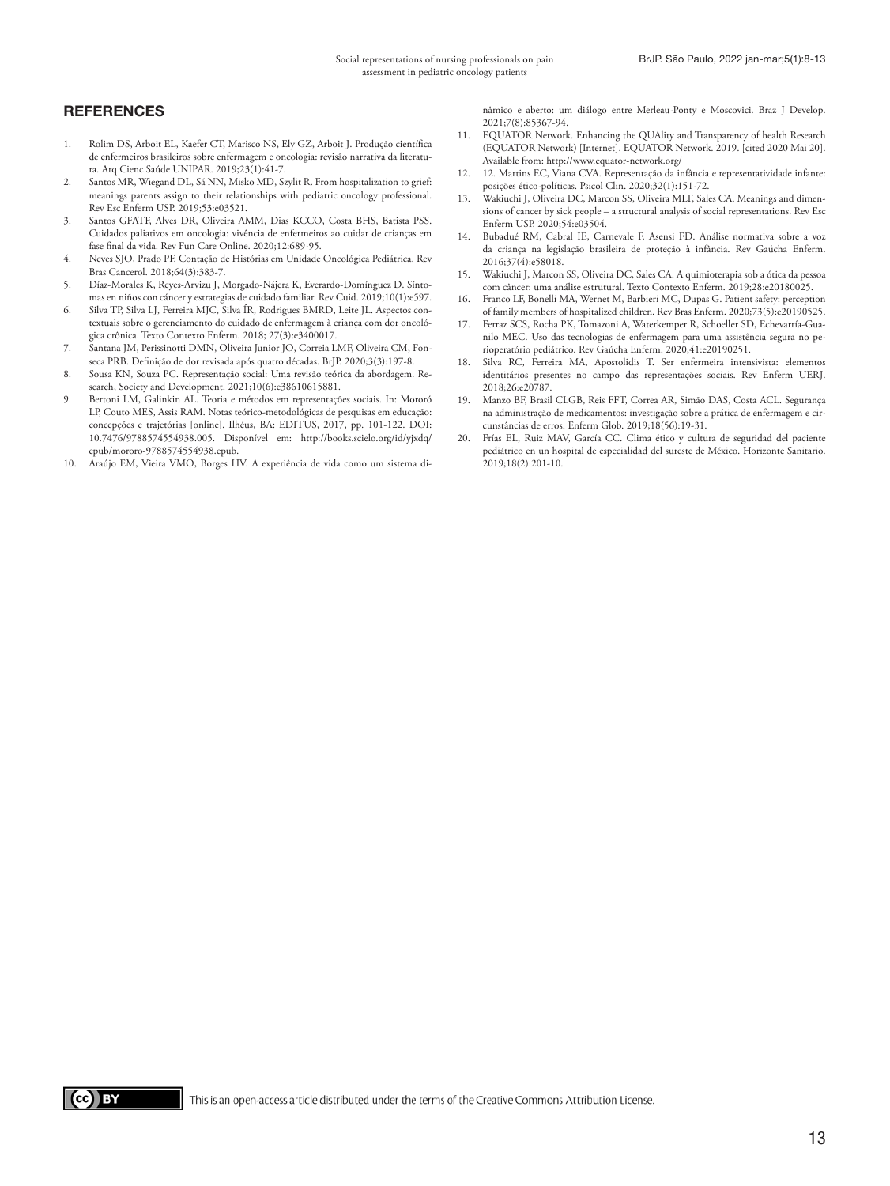## REFERENCES

1. Rolim DS, Arboit EL, Kaefer CT, Marisco NS, Ely GZ, Arboit J. Produção científica de enfermeiros brasileiros sobre enfermagem e oncologia: revisão narrativa da literatura. Arq Cienc Saúde UNIPAR. 2019;23(1):41-7.
2. Santos MR, Wiegand DL, Sá NN, Misko MD, Szylit R. From hospitalization to grief: meanings parents assign to their relationships with pediatric oncology professional. Rev Esc Enferm USP. 2019;53:e03521.
3. Santos GFATF, Alves DR, Oliveira AMM, Dias KCCO, Costa BHS, Batista PSS. Cuidados paliativos em oncologia: vivência de enfermeiros ao cuidar de crianças em fase final da vida. Rev Fun Care Online. 2020;12:689-95.
4. Neves SJO, Prado PF. Contação de Histórias em Unidade Oncológica Pediátrica. Rev Bras Cancerol. 2018;64(3):383-7.
5. Díaz-Morales K, Reyes-Arvizu J, Morgado-Nájera K, Everardo-Domínguez D. Síntomas en niños con cáncer y estrategias de cuidado familiar. Rev Cuid. 2019;10(1):e597.
6. Silva TP, Silva LJ, Ferreira MJC, Silva ÍR, Rodrigues BMRD, Leite JL. Aspectos contextuais sobre o gerenciamento do cuidado de enfermagem à criança com dor oncológica crônica. Texto Contexto Enferm. 2018; 27(3):e3400017.
7. Santana JM, Perissinotti DMN, Oliveira Junior JO, Correia LMF, Oliveira CM, Fonseca PRB. Definição de dor revisada após quatro décadas. BrJP. 2020;3(3):197-8.
8. Sousa KN, Souza PC. Representação social: Uma revisão teórica da abordagem. Research, Society and Development. 2021;10(6):e38610615881.
9. Bertoni LM, Galinkin AL. Teoria e métodos em representações sociais. In: Mororó LP, Couto MES, Assis RAM. Notas teórico-metodológicas de pesquisas em educação: concepções e trajetórias [online]. Ilhéus, BA: EDITUS, 2017, pp. 101-122. DOI: 10.7476/9788574554938.005. Disponível em: http://books.scielo.org/id/yjxdq/epub/mororo-9788574554938.epub.
10. Araújo EM, Vieira VMO, Borges HV. A experiência de vida como um sistema dinâmico e aberto: um diálogo entre Merleau-Ponty e Moscovici. Braz J Develop. 2021;7(8):85367-94.
11. EQUATOR Network. Enhancing the QUAlity and Transparency of health Research (EQUATOR Network) [Internet]. EQUATOR Network. 2019. [cited 2020 Mai 20]. Available from: http://www.equator-network.org/
12. 12. Martins EC, Viana CVA. Representação da infância e representatividade infante: posições ético-políticas. Psicol Clin. 2020;32(1):151-72.
13. Wakiuchi J, Oliveira DC, Marcon SS, Oliveira MLF, Sales CA. Meanings and dimensions of cancer by sick people – a structural analysis of social representations. Rev Esc Enferm USP. 2020;54:e03504.
14. Bubadué RM, Cabral IE, Carnevale F, Asensi FD. Análise normativa sobre a voz da criança na legislação brasileira de proteção à infância. Rev Gaúcha Enferm. 2016;37(4):e58018.
15. Wakiuchi J, Marcon SS, Oliveira DC, Sales CA. A quimioterapia sob a ótica da pessoa com câncer: uma análise estrutural. Texto Contexto Enferm. 2019;28:e20180025.
16. Franco LF, Bonelli MA, Wernet M, Barbieri MC, Dupas G. Patient safety: perception of family members of hospitalized children. Rev Bras Enferm. 2020;73(5):e20190525.
17. Ferraz SCS, Rocha PK, Tomazoni A, Waterkemper R, Schoeller SD, Echevarría-Guanilo MEC. Uso das tecnologias de enfermagem para uma assistência segura no perioperatório pediátrico. Rev Gaúcha Enferm. 2020;41:e20190251.
18. Silva RC, Ferreira MA, Apostolidis T. Ser enfermeira intensivista: elementos identitários presentes no campo das representações sociais. Rev Enferm UERJ. 2018;26:e20787.
19. Manzo BF, Brasil CLGB, Reis FFT, Correa AR, Simão DAS, Costa ACL. Segurança na administração de medicamentos: investigação sobre a prática de enfermagem e circunstâncias de erros. Enferm Glob. 2019;18(56):19-31.
20. Frías EL, Ruiz MAV, García CC. Clima ético y cultura de seguridad del paciente pediátrico en un hospital de especialidad del sureste de México. Horizonte Sanitario. 2019;18(2):201-10.

This is an open-access article distributed under the terms of the Creative Commons Attribution License.